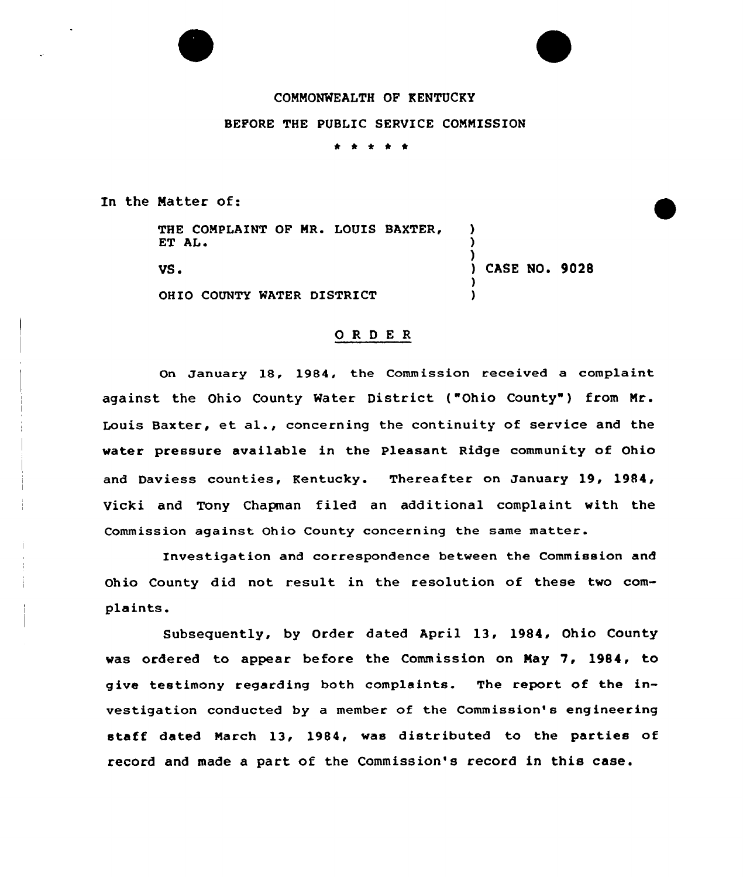COMMONWEALTH OF KENTUCKY

BEFORE THE PUBLIC SERVICE COMMISSION

\* \* \* \* \*

In the Matter of:

THE COMPLAINT OF MR. LOUIS BAXTER, ET AL.

VS.

OHIO COUNTY WATER DISTRICT

) CASE NO. 9028

## ORDER

On January 18, 1984, the Commission received a complaint against the Ohio County Water District ("Ohio County") from Mr. Louis Baxter, et al., concerning the continuity of service and the water pressure available in the Pleasant Ridge community of Ohio and Daviess counties, Kentucky. Thereafter on January 19, 1984, Vicki and Tony Chapman filed an additional complaint with the Commission against Ohio County concerning the same matter.

Investigation and correspondence between the Commission and Ohio County did not result in the resolution of these two complaints.

Subsequently, by Order dated April 13, 1984, Ohio County was ordered to appear before the Commission on May 7, 1984, to give testimony regarding both complaints. The report of the investigation conducted by a member of the Commission's engineering staff dated March 13, 1984, was distributed to the parties of record and made a part of the Commission's record in this case.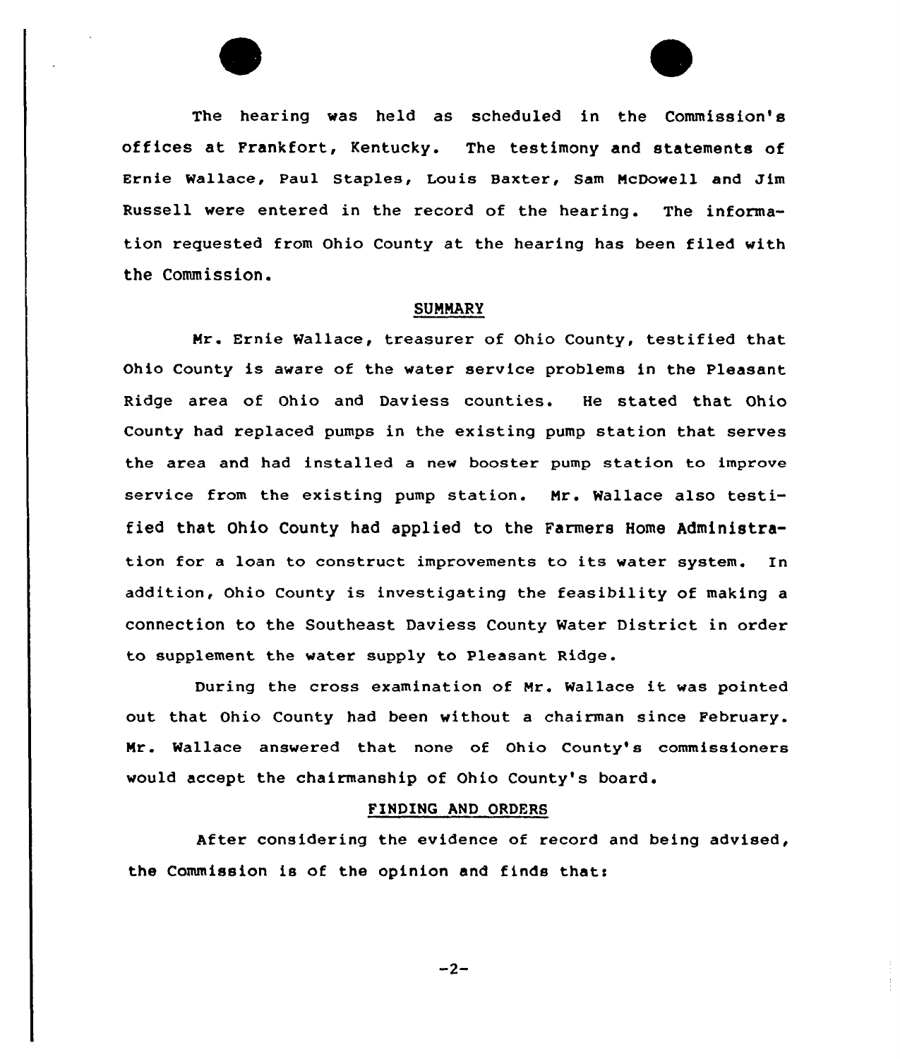The hearing was held as scheduled in the Commission's offices at Frankfort, Kentucky. The testimony and statements of Ernie Wallace, Paul Staples, Louis Baxter, Sam McDowell and Jim Russell were entered in the record of the hearing. The information requested from Ohio County at the hearing has been filed with the Commission.

## SUMMARY

Mr. Ernie Wallace, treasurer of Ohio County, testified that Ohio County is aware of the water service problems in the Pleasant Ridge area of Ohio and Daviess counties. He stated that Ohio County had replaced pumps in the existing pump station that serves the area and had installed a new booster pump station to improve service from the existing pump station. Mr. Wallace also testified that Ohio County had applied to the Farmers Home Administration for a loan to construct improvements to its water system. In addition, Ohio County is investigating the feasibility of making a connection to the Southeast Daviess County Water District in order to supplement the water supply to Pleasant Ridge.

During the cross examination of Mr. Wallace it was pointed out that Ohio County had been without a chairman since February. Mr. Wallace answered that none of Ohio County's commissioners would accept the chairmanship of Ohio County's board.

## FINDING AND ORDERS

After considering the evidence of record and being advised, the Commission is of the opinion and finds that: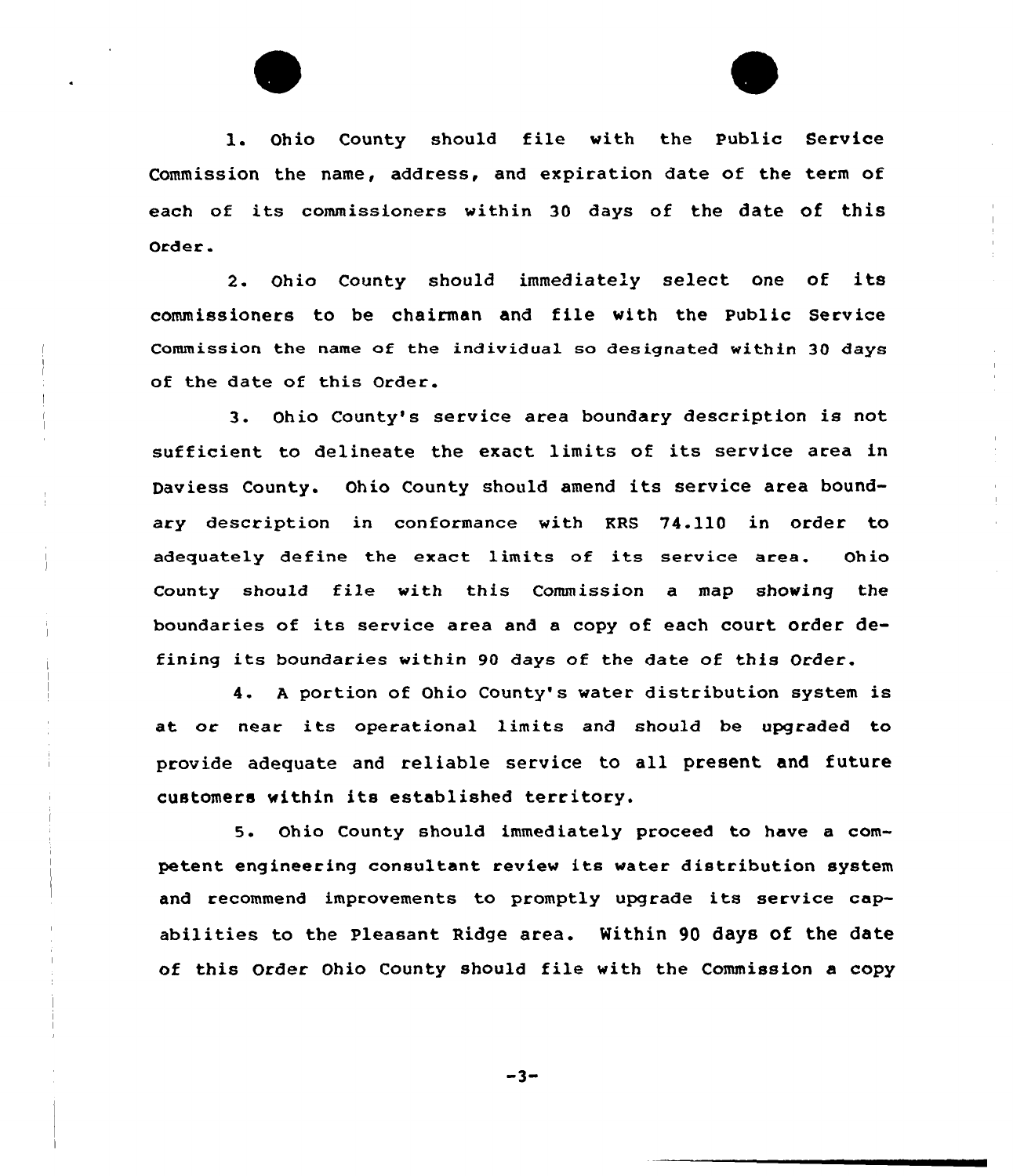1. Ohio County should file with the Public Service Commission the name, address, and expiration date of the term of each of its commissioners within 30 days of the date of this Order.

2. Ohio County should immediately select one of its commissioners to be chairman and file with the Public Service Commission the name of the individual so designated within 30 days of the date of this Order.

3. Ohio County's service area boundary description is not sufficient to delineate the exact limits of its service area in Daviess County. Ohio County should amend its service area boundary description in conformance with KRS 74.110 in order to adequately define the exact limits of its service area. Ohio County should file with this Commission a map showing the boundaries of its service area and a copy of each court order defining its boundaries within 90 days of the date of this Order.

4. A portion of Ohio County's water distribution system is at or near its operational limits and should be upgraded to provide adequate and reliable service to all present and future customers within its established territory.

5. Ohio County should immediately proceed to have a competent engineering consultant review its water distribution system and recommend improvements to promptly upgrade its service capabilities to the Pleasant Ridge area. Within 90 days of the date of this Order Ohio County should file with the Commission a copy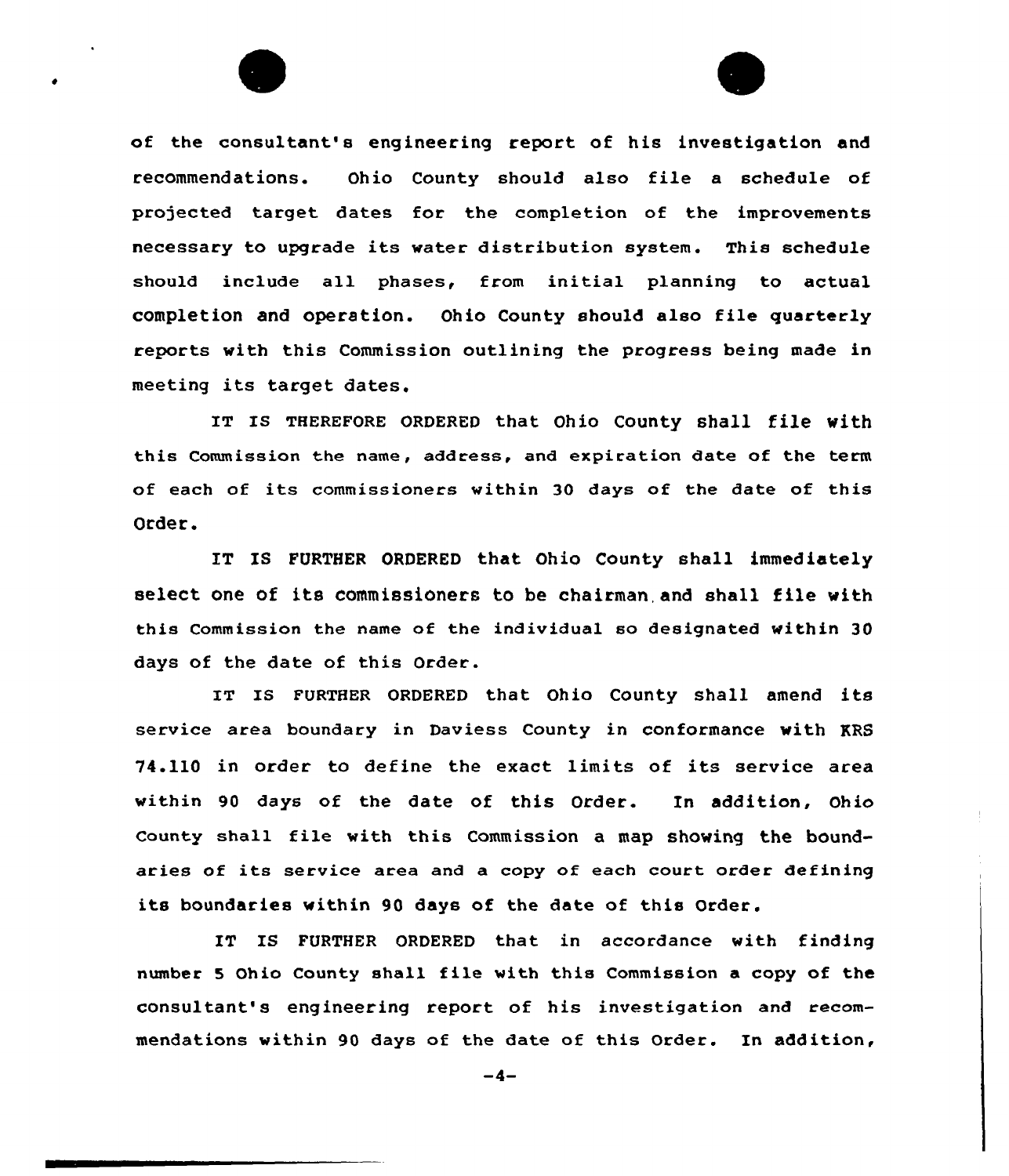of the consultant's engineering report of his investigation and recommendations. Ohio County should also file a schedule of projected target dates for the completion of the improvements necessary to upgrade its water distribution system. This schedule should include all phases, from initial planning to actual completion and operation. Ohio County should also file quarterly reports with this Commission outlining the progress being made in meeting its target dates.

IT IS THEREFORE ORDERED that Ohio County shall file with this Commission the name, address, and expiration date of the term of each of its commissioners within 30 days of the date of this Order.

IT IS FURTHER ORDERED that Ohio County shall immediately select one of its commissioners to be chairman and shall file with this Commission the name of the individual so designated within 30 days of the date of this Order.

IT IS FURTHER ORDERED that Ohio County shall amend its service area boundary in Daviess County in conformance with KRS 74.110 in order to define the exact limits of its service area within 90 days of the date of this Order. In addition, Ohio County shall file with this Commission a map showing the boundaries of its service area and a copy of each court order defining its boundaries within 90 days of the date of this Order.

IT IS FURTHER ORDERED that in accordance with finding number 5 Ohio County shall file with this Commission a copy of the consultant's engineering report of his investigation and recommendations within 90 days of the date of this Order. In addition,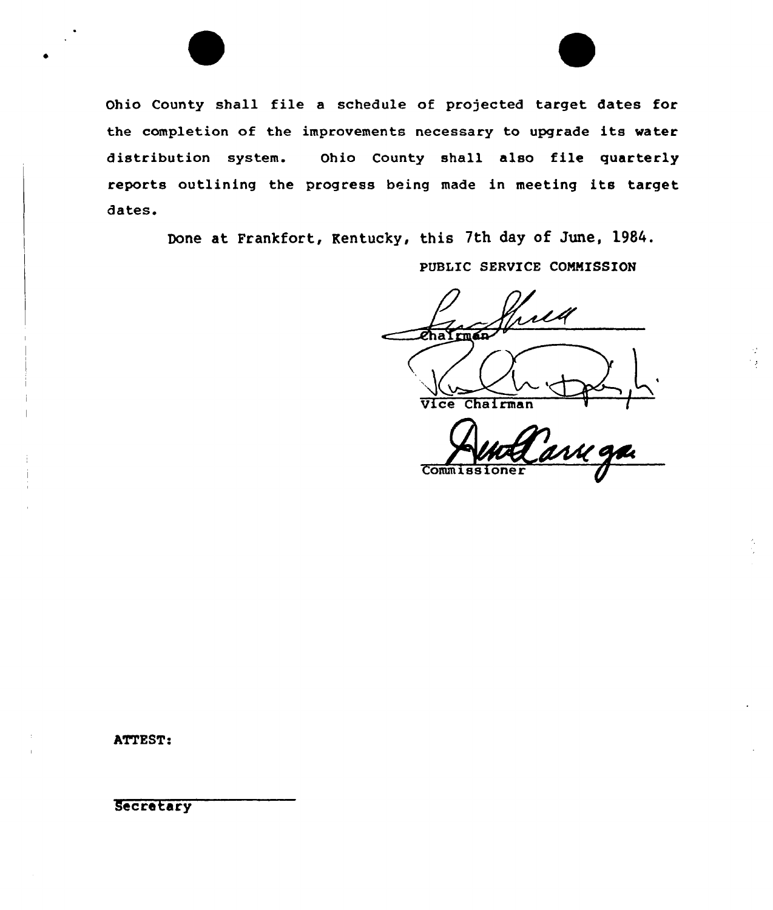Ohio County shall file a schedule of projected target dates for the completion of the improvements necessary to upgrade its water distribution system. Ohio County shall also file quarterly reports outlining the progress being made in meeting its target dates.

Done at Frankfort, Kentucky, this 7th day of June, 1984.

PUBLIC SERVICE COMMISSION

Chairman

Vice Chairman

Commissioner

ATTEST:

Secretary